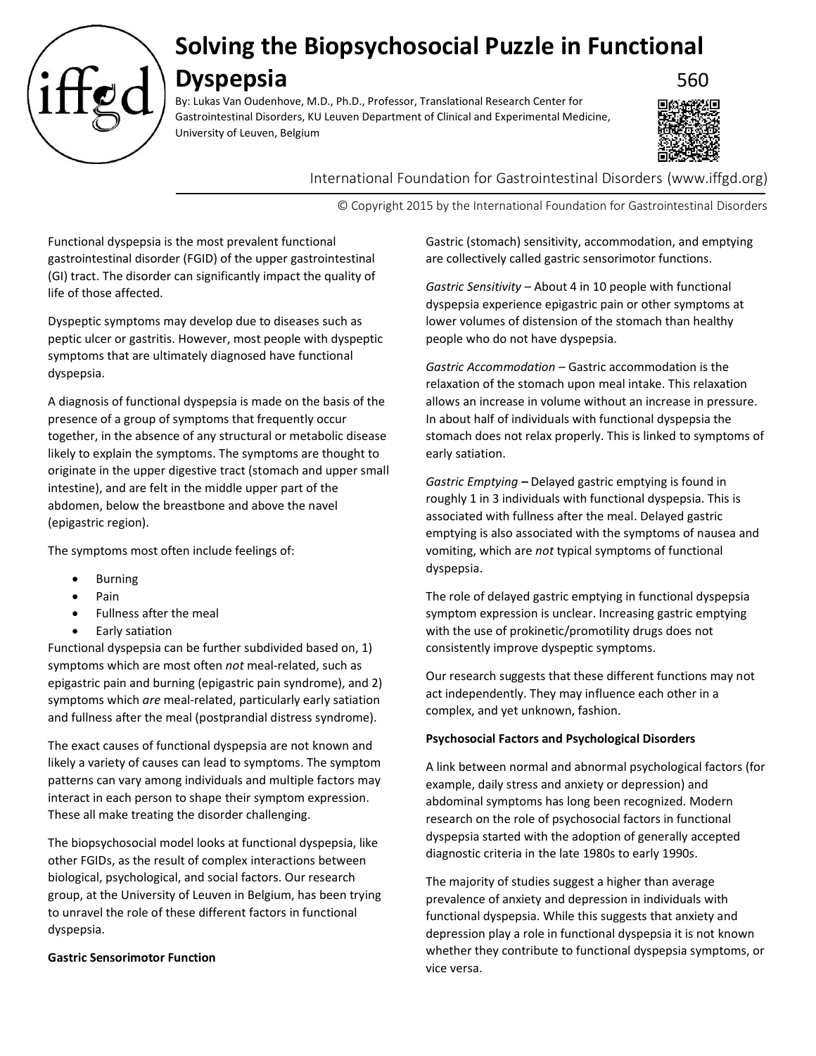# Solving the Biopsychosocial Puzzle in Functional Dyspepsia

560

By: Lukas Van Oudenhove, M.D., Ph.D., Professor, Translational Research Center for Gastrointestinal Disorders, KU Leuven Department of Clinical and Experimental Medicine, University of Leuven, Belgium

International Foundation for Gastrointestinal Disorders (www.iffgd.org)

© Copyright 2015 by the International Foundation for Gastrointestinal Disorders

Functional dyspepsia is the most prevalent functional gastrointestinal disorder (FGID) of the upper gastrointestinal (GI) tract. The disorder can significantly impact the quality of life of those affected.

Dyspeptic symptoms may develop due to diseases such as peptic ulcer or gastritis. However, most people with dyspeptic symptoms that are ultimately diagnosed have functional dyspepsia.

A diagnosis of functional dyspepsia is made on the basis of the presence of a group of symptoms that frequently occur together, in the absence of any structural or metabolic disease likely to explain the symptoms. The symptoms are thought to originate in the upper digestive tract (stomach and upper small intestine), and are felt in the middle upper part of the abdomen, below the breastbone and above the navel (epigastric region).

The symptoms most often include feelings of:

- Burning
- Pain
- Fullness after the meal
- Early satiation

Functional dyspepsia can be further subdivided based on, 1) symptoms which are most often *not* meal-related, such as epigastric pain and burning (epigastric pain syndrome), and 2) symptoms which *are* meal-related, particularly early satiation and fullness after the meal (postprandial distress syndrome).

The exact causes of functional dyspepsia are not known and likely a variety of causes can lead to symptoms. The symptom patterns can vary among individuals and multiple factors may interact in each person to shape their symptom expression. These all make treating the disorder challenging.

The biopsychosocial model looks at functional dyspepsia, like other FGIDs, as the result of complex interactions between biological, psychological, and social factors. Our research group, at the University of Leuven in Belgium, has been trying to unravel the role of these different factors in functional dyspepsia.

**Gastric Sensorimotor Function**

Gastric (stomach) sensitivity, accommodation, and emptying are collectively called gastric sensorimotor functions.

*Gastric Sensitivity* – About 4 in 10 people with functional dyspepsia experience epigastric pain or other symptoms at lower volumes of distension of the stomach than healthy people who do not have dyspepsia.

*Gastric Accommodation* – Gastric accommodation is the relaxation of the stomach upon meal intake. This relaxation allows an increase in volume without an increase in pressure. In about half of individuals with functional dyspepsia the stomach does not relax properly. This is linked to symptoms of early satiation.

*Gastric Emptying* **–** Delayed gastric emptying is found in roughly 1 in 3 individuals with functional dyspepsia. This is associated with fullness after the meal. Delayed gastric emptying is also associated with the symptoms of nausea and vomiting, which are *not* typical symptoms of functional dyspepsia.

The role of delayed gastric emptying in functional dyspepsia symptom expression is unclear. Increasing gastric emptying with the use of prokinetic/promotility drugs does not consistently improve dyspeptic symptoms.

Our research suggests that these different functions may not act independently. They may influence each other in a complex, and yet unknown, fashion.

**Psychosocial Factors and Psychological Disorders**

A link between normal and abnormal psychological factors (for example, daily stress and anxiety or depression) and abdominal symptoms has long been recognized. Modern research on the role of psychosocial factors in functional dyspepsia started with the adoption of generally accepted diagnostic criteria in the late 1980s to early 1990s.

The majority of studies suggest a higher than average prevalence of anxiety and depression in individuals with functional dyspepsia. While this suggests that anxiety and depression play a role in functional dyspepsia it is not known whether they contribute to functional dyspepsia symptoms, or vice versa.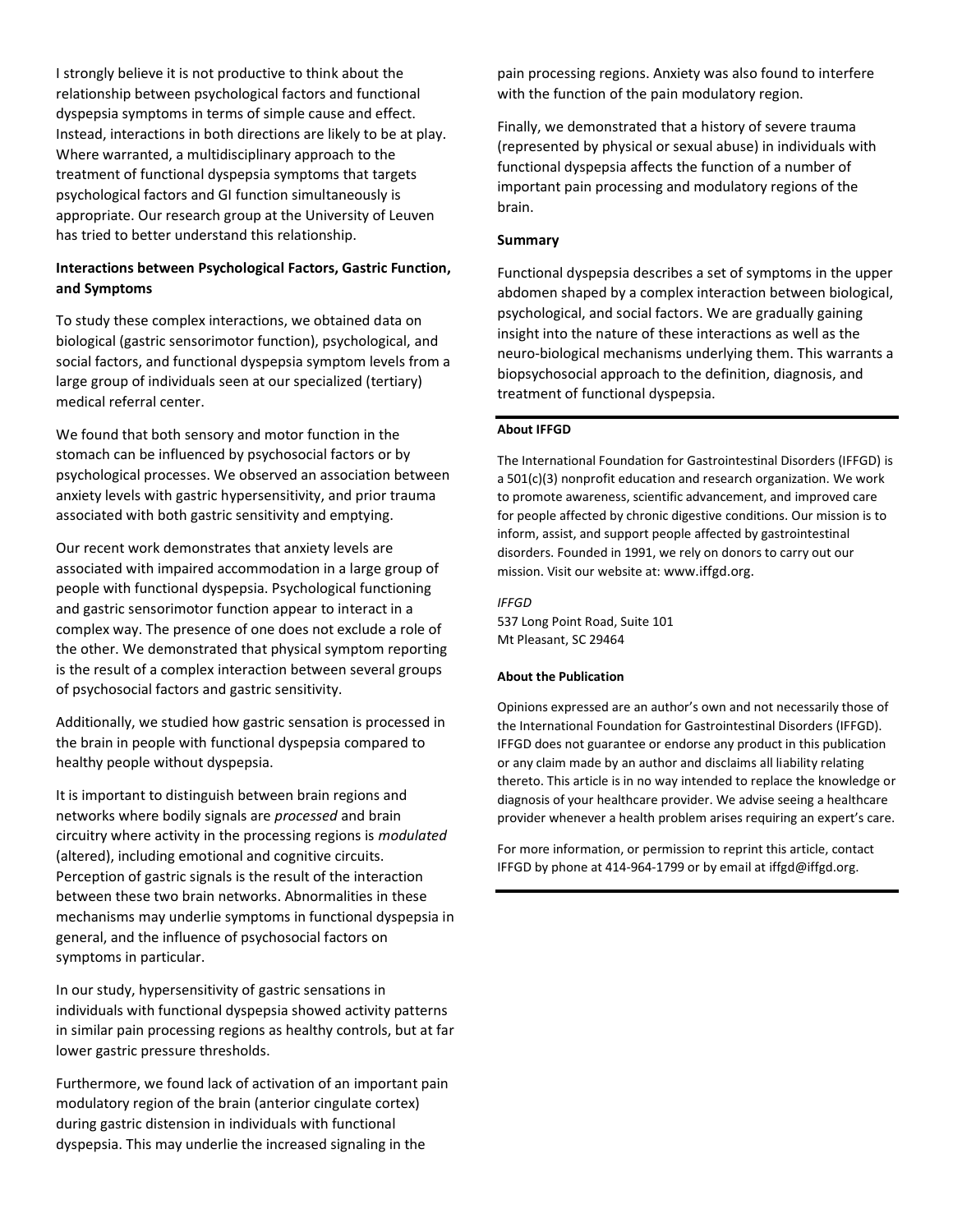I strongly believe it is not productive to think about the relationship between psychological factors and functional dyspepsia symptoms in terms of simple cause and effect. Instead, interactions in both directions are likely to be at play. Where warranted, a multidisciplinary approach to the treatment of functional dyspepsia symptoms that targets psychological factors and GI function simultaneously is appropriate. Our research group at the University of Leuven has tried to better understand this relationship.

### Interactions between Psychological Factors, Gastric Function, and Symptoms

To study these complex interactions, we obtained data on biological (gastric sensorimotor function), psychological, and social factors, and functional dyspepsia symptom levels from a large group of individuals seen at our specialized (tertiary) medical referral center.

We found that both sensory and motor function in the stomach can be influenced by psychosocial factors or by psychological processes. We observed an association between anxiety levels with gastric hypersensitivity, and prior trauma associated with both gastric sensitivity and emptying.

Our recent work demonstrates that anxiety levels are associated with impaired accommodation in a large group of people with functional dyspepsia. Psychological functioning and gastric sensorimotor function appear to interact in a complex way. The presence of one does not exclude a role of the other. We demonstrated that physical symptom reporting is the result of a complex interaction between several groups of psychosocial factors and gastric sensitivity.

Additionally, we studied how gastric sensation is processed in the brain in people with functional dyspepsia compared to healthy people without dyspepsia.

It is important to distinguish between brain regions and networks where bodily signals are *processed* and brain circuitry where activity in the processing regions is *modulated* (altered), including emotional and cognitive circuits. Perception of gastric signals is the result of the interaction between these two brain networks. Abnormalities in these mechanisms may underlie symptoms in functional dyspepsia in general, and the influence of psychosocial factors on symptoms in particular.

In our study, hypersensitivity of gastric sensations in individuals with functional dyspepsia showed activity patterns in similar pain processing regions as healthy controls, but at far lower gastric pressure thresholds.

Furthermore, we found lack of activation of an important pain modulatory region of the brain (anterior cingulate cortex) during gastric distension in individuals with functional dyspepsia. This may underlie the increased signaling in the pain processing regions. Anxiety was also found to interfere with the function of the pain modulatory region.

Finally, we demonstrated that a history of severe trauma (represented by physical or sexual abuse) in individuals with functional dyspepsia affects the function of a number of important pain processing and modulatory regions of the brain.

### Summary

Functional dyspepsia describes a set of symptoms in the upper abdomen shaped by a complex interaction between biological, psychological, and social factors. We are gradually gaining insight into the nature of these interactions as well as the neuro-biological mechanisms underlying them. This warrants a biopsychosocial approach to the definition, diagnosis, and treatment of functional dyspepsia.

---

#### About IFFGD

The International Foundation for Gastrointestinal Disorders (IFFGD) is a 501(c)(3) nonprofit education and research organization. We work to promote awareness, scientific advancement, and improved care for people affected by chronic digestive conditions. Our mission is to inform, assist, and support people affected by gastrointestinal disorders. Founded in 1991, we rely on donors to carry out our mission. Visit our website at: www.iffgd.org.

*IFFGD*
537 Long Point Road, Suite 101
Mt Pleasant, SC 29464

#### About the Publication

Opinions expressed are an author's own and not necessarily those of the International Foundation for Gastrointestinal Disorders (IFFGD). IFFGD does not guarantee or endorse any product in this publication or any claim made by an author and disclaims all liability relating thereto. This article is in no way intended to replace the knowledge or diagnosis of your healthcare provider. We advise seeing a healthcare provider whenever a health problem arises requiring an expert's care.

For more information, or permission to reprint this article, contact IFFGD by phone at 414-964-1799 or by email at iffgd@iffgd.org.

---